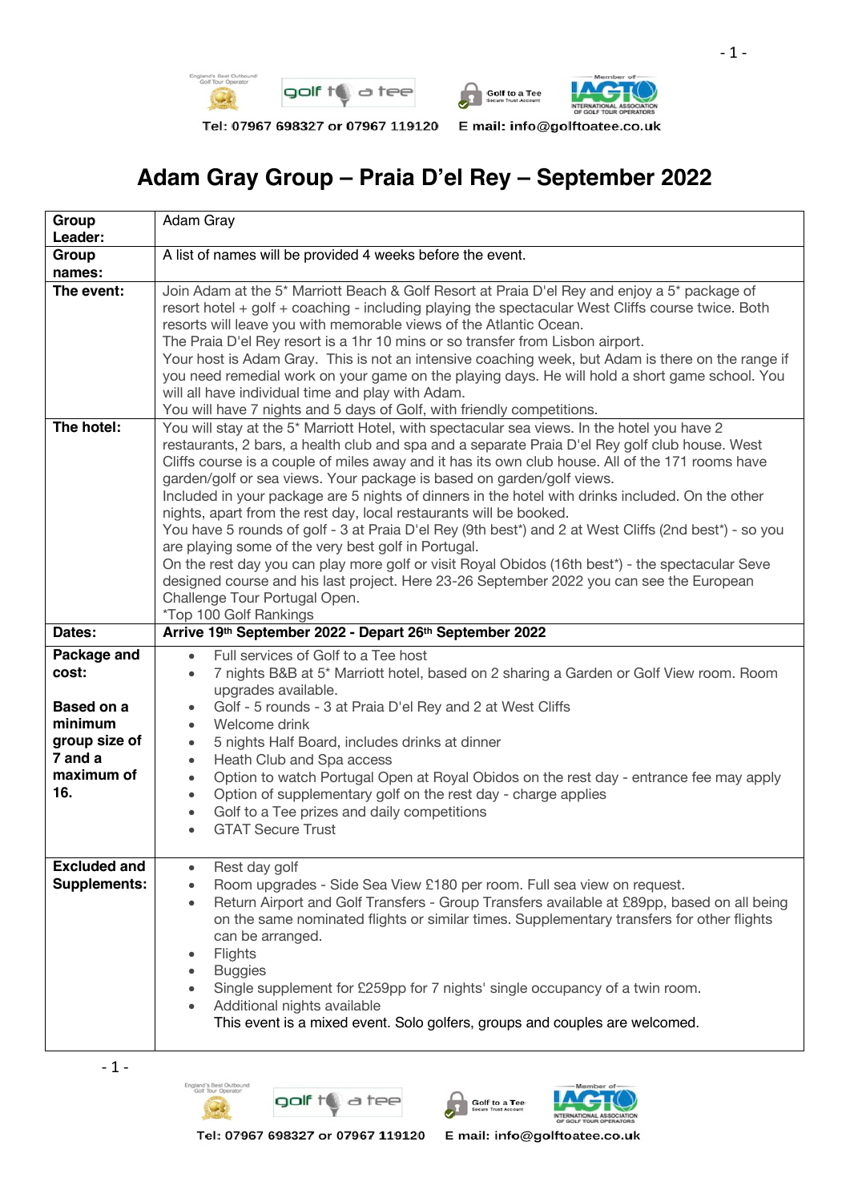# Adam Gray Group – Praia D'el Rey – September 2022

| | |
|---|---|
| **Group Leader:** | Adam Gray |
| **Group names:** | A list of names will be provided 4 weeks before the event. |
| **The event:** | Join Adam at the 5* Marriott Beach & Golf Resort at Praia D'el Rey and enjoy a 5* package of resort hotel + golf + coaching - including playing the spectacular West Cliffs course twice. Both resorts will leave you with memorable views of the Atlantic Ocean.<br>The Praia D'el Rey resort is a 1hr 10 mins or so transfer from Lisbon airport.<br>Your host is Adam Gray. This is not an intensive coaching week, but Adam is there on the range if you need remedial work on your game on the playing days. He will hold a short game school. You will all have individual time and play with Adam.<br>You will have 7 nights and 5 days of Golf, with friendly competitions. |
| **The hotel:** | You will stay at the 5* Marriott Hotel, with spectacular sea views. In the hotel you have 2 restaurants, 2 bars, a health club and spa and a separate Praia D'el Rey golf club house. West Cliffs course is a couple of miles away and it has its own club house. All of the 171 rooms have garden/golf or sea views. Your package is based on garden/golf views.<br>Included in your package are 5 nights of dinners in the hotel with drinks included. On the other nights, apart from the rest day, local restaurants will be booked.<br>You have 5 rounds of golf - 3 at Praia D'el Rey (9th best*) and 2 at West Cliffs (2nd best*) - so you are playing some of the very best golf in Portugal.<br>On the rest day you can play more golf or visit Royal Obidos (16th best*) - the spectacular Seve designed course and his last project. Here 23-26 September 2022 you can see the European Challenge Tour Portugal Open.<br>*Top 100 Golf Rankings |
| **Dates:** | **Arrive 19th September 2022 - Depart 26th September 2022** |
| **Package and cost:**<br><br>**Based on a minimum group size of 7 and a maximum of 16.** | • Full services of Golf to a Tee host<br>• 7 nights B&B at 5* Marriott hotel, based on 2 sharing a Garden or Golf View room. Room upgrades available.<br>• Golf - 5 rounds - 3 at Praia D'el Rey and 2 at West Cliffs<br>• Welcome drink<br>• 5 nights Half Board, includes drinks at dinner<br>• Heath Club and Spa access<br>• Option to watch Portugal Open at Royal Obidos on the rest day - entrance fee may apply<br>• Option of supplementary golf on the rest day - charge applies<br>• Golf to a Tee prizes and daily competitions<br>• GTAT Secure Trust |
| **Excluded and Supplements:** | • Rest day golf<br>• Room upgrades - Side Sea View £180 per room. Full sea view on request.<br>• Return Airport and Golf Transfers - Group Transfers available at £89pp, based on all being on the same nominated flights or similar times. Supplementary transfers for other flights can be arranged.<br>• Flights<br>• Buggies<br>• Single supplement for £259pp for 7 nights' single occupancy of a twin room.<br>• Additional nights available<br>This event is a mixed event. Solo golfers, groups and couples are welcomed. |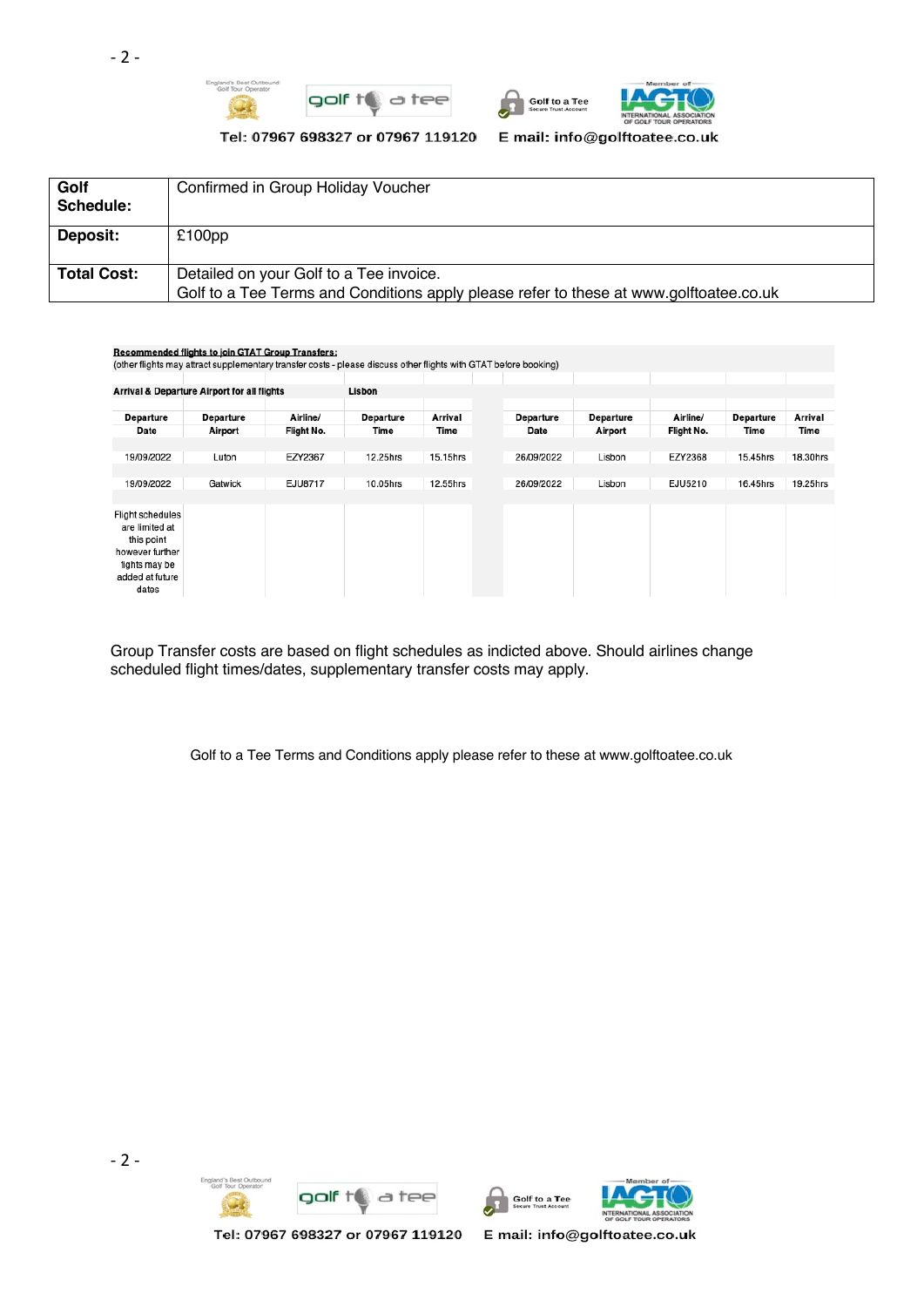| | |
|---|---|
| **Golf Schedule:** | Confirmed in Group Holiday Voucher |
| **Deposit:** | £100pp |
| **Total Cost:** | Detailed on your Golf to a Tee invoice.<br>Golf to a Tee Terms and Conditions apply please refer to these at www.golftoatee.co.uk |

**Recommended flights to join GTAT Group Transfers:**
(other flights may attract supplementary transfer costs - please discuss other flights with GTAT before booking)

| Arrival & Departure Airport for all flights | | | Lisbon | | | | | | |
|---|---|---|---|---|---|---|---|---|---|
| **Departure Date** | **Departure Airport** | **Airline/ Flight No.** | **Departure Time** | **Arrival Time** | **Departure Date** | **Departure Airport** | **Airline/ Flight No.** | **Departure Time** | **Arrival Time** |
| 19/09/2022 | Luton | EZY2367 | 12.25hrs | 15.15hrs | 26/09/2022 | Lisbon | EZY2368 | 15.45hrs | 18.30hrs |
| 19/09/2022 | Gatwick | EJU8717 | 10.05hrs | 12.55hrs | 26/09/2022 | Lisbon | EJU5210 | 16.45hrs | 19.25hrs |
| Flight schedules are limited at this point however further fights may be added at future dates | | | | | | | | | |

Group Transfer costs are based on flight schedules as indicted above. Should airlines change scheduled flight times/dates, supplementary transfer costs may apply.

Golf to a Tee Terms and Conditions apply please refer to these at www.golftoatee.co.uk